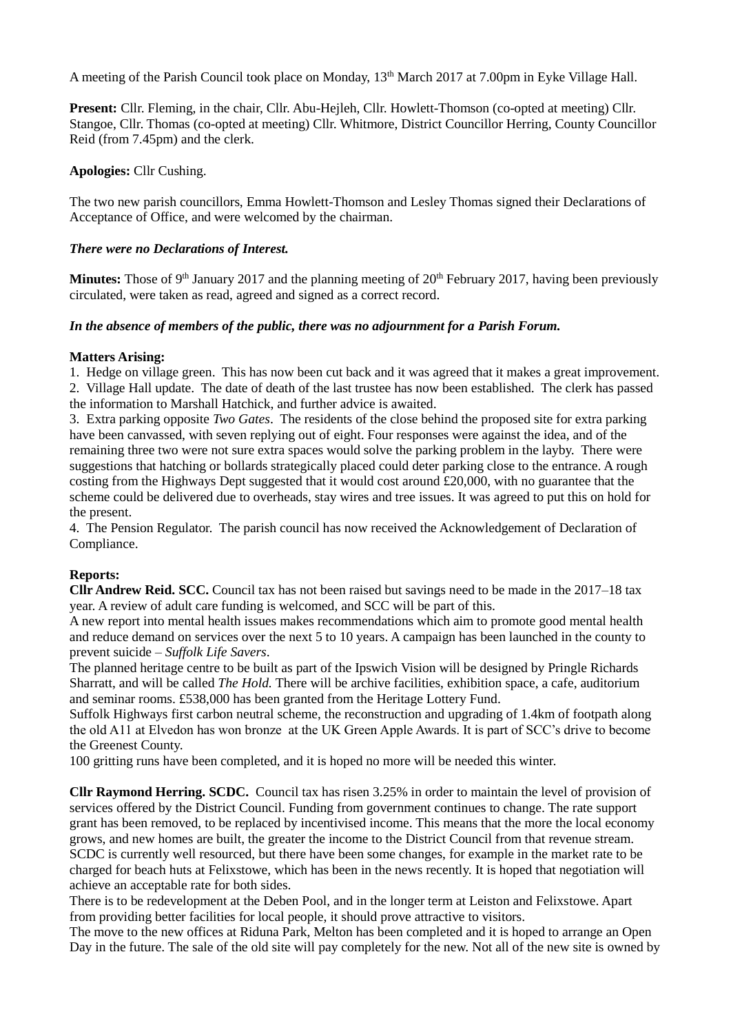A meeting of the Parish Council took place on Monday, 13th March 2017 at 7.00pm in Eyke Village Hall.

**Present:** Cllr. Fleming, in the chair, Cllr. Abu-Hejleh, Cllr. Howlett-Thomson (co-opted at meeting) Cllr. Stangoe, Cllr. Thomas (co-opted at meeting) Cllr. Whitmore, District Councillor Herring, County Councillor Reid (from 7.45pm) and the clerk.

**Apologies:** Cllr Cushing.

The two new parish councillors, Emma Howlett-Thomson and Lesley Thomas signed their Declarations of Acceptance of Office, and were welcomed by the chairman.

***There were no Declarations of Interest.***

**Minutes:** Those of 9th January 2017 and the planning meeting of 20th February 2017, having been previously circulated, were taken as read, agreed and signed as a correct record.

***In the absence of members of the public, there was no adjournment for a Parish Forum.***

**Matters Arising:**

1. Hedge on village green. This has now been cut back and it was agreed that it makes a great improvement.
2. Village Hall update. The date of death of the last trustee has now been established. The clerk has passed the information to Marshall Hatchick, and further advice is awaited.
3. Extra parking opposite *Two Gates*. The residents of the close behind the proposed site for extra parking have been canvassed, with seven replying out of eight. Four responses were against the idea, and of the remaining three two were not sure extra spaces would solve the parking problem in the layby. There were suggestions that hatching or bollards strategically placed could deter parking close to the entrance. A rough costing from the Highways Dept suggested that it would cost around £20,000, with no guarantee that the scheme could be delivered due to overheads, stay wires and tree issues. It was agreed to put this on hold for the present.
4. The Pension Regulator. The parish council has now received the Acknowledgement of Declaration of Compliance.

**Reports:**

**Cllr Andrew Reid. SCC.** Council tax has not been raised but savings need to be made in the 2017–18 tax year. A review of adult care funding is welcomed, and SCC will be part of this.

A new report into mental health issues makes recommendations which aim to promote good mental health and reduce demand on services over the next 5 to 10 years. A campaign has been launched in the county to prevent suicide – *Suffolk Life Savers*.

The planned heritage centre to be built as part of the Ipswich Vision will be designed by Pringle Richards Sharratt, and will be called *The Hold.* There will be archive facilities, exhibition space, a cafe, auditorium and seminar rooms. £538,000 has been granted from the Heritage Lottery Fund.

Suffolk Highways first carbon neutral scheme, the reconstruction and upgrading of 1.4km of footpath along the old A11 at Elvedon has won bronze at the UK Green Apple Awards. It is part of SCC's drive to become the Greenest County.

100 gritting runs have been completed, and it is hoped no more will be needed this winter.

**Cllr Raymond Herring. SCDC.** Council tax has risen 3.25% in order to maintain the level of provision of services offered by the District Council. Funding from government continues to change. The rate support grant has been removed, to be replaced by incentivised income. This means that the more the local economy grows, and new homes are built, the greater the income to the District Council from that revenue stream. SCDC is currently well resourced, but there have been some changes, for example in the market rate to be charged for beach huts at Felixstowe, which has been in the news recently. It is hoped that negotiation will achieve an acceptable rate for both sides.

There is to be redevelopment at the Deben Pool, and in the longer term at Leiston and Felixstowe. Apart from providing better facilities for local people, it should prove attractive to visitors.

The move to the new offices at Riduna Park, Melton has been completed and it is hoped to arrange an Open Day in the future. The sale of the old site will pay completely for the new. Not all of the new site is owned by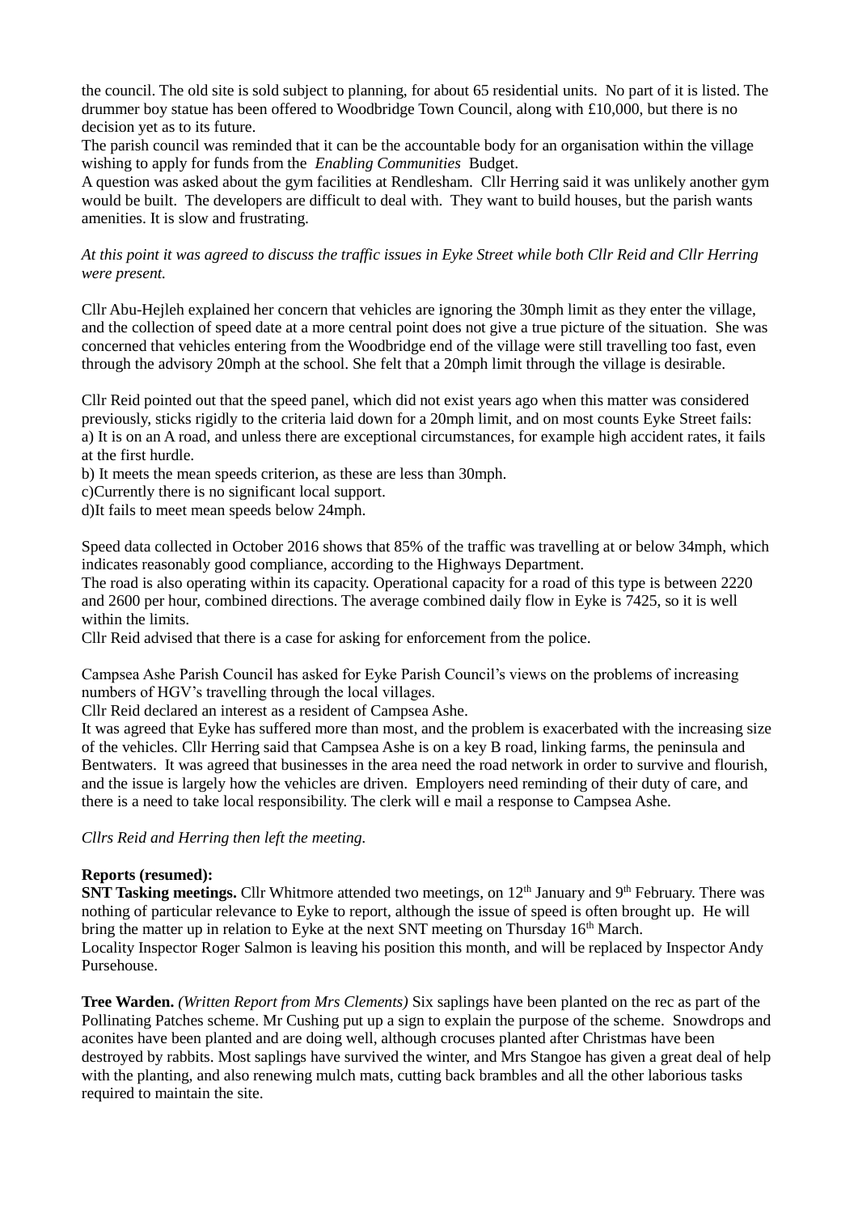the council. The old site is sold subject to planning, for about 65 residential units. No part of it is listed. The drummer boy statue has been offered to Woodbridge Town Council, along with £10,000, but there is no decision yet as to its future.

The parish council was reminded that it can be the accountable body for an organisation within the village wishing to apply for funds from the *Enabling Communities* Budget.

A question was asked about the gym facilities at Rendlesham. Cllr Herring said it was unlikely another gym would be built. The developers are difficult to deal with. They want to build houses, but the parish wants amenities. It is slow and frustrating.

*At this point it was agreed to discuss the traffic issues in Eyke Street while both Cllr Reid and Cllr Herring were present.*

Cllr Abu-Hejleh explained her concern that vehicles are ignoring the 30mph limit as they enter the village, and the collection of speed date at a more central point does not give a true picture of the situation. She was concerned that vehicles entering from the Woodbridge end of the village were still travelling too fast, even through the advisory 20mph at the school. She felt that a 20mph limit through the village is desirable.

Cllr Reid pointed out that the speed panel, which did not exist years ago when this matter was considered previously, sticks rigidly to the criteria laid down for a 20mph limit, and on most counts Eyke Street fails:

a) It is on an A road, and unless there are exceptional circumstances, for example high accident rates, it fails at the first hurdle.

b) It meets the mean speeds criterion, as these are less than 30mph.

c)Currently there is no significant local support.

d)It fails to meet mean speeds below 24mph.

Speed data collected in October 2016 shows that 85% of the traffic was travelling at or below 34mph, which indicates reasonably good compliance, according to the Highways Department.

The road is also operating within its capacity. Operational capacity for a road of this type is between 2220 and 2600 per hour, combined directions. The average combined daily flow in Eyke is 7425, so it is well within the limits.

Cllr Reid advised that there is a case for asking for enforcement from the police.

Campsea Ashe Parish Council has asked for Eyke Parish Council's views on the problems of increasing numbers of HGV's travelling through the local villages.

Cllr Reid declared an interest as a resident of Campsea Ashe.

It was agreed that Eyke has suffered more than most, and the problem is exacerbated with the increasing size of the vehicles. Cllr Herring said that Campsea Ashe is on a key B road, linking farms, the peninsula and Bentwaters. It was agreed that businesses in the area need the road network in order to survive and flourish, and the issue is largely how the vehicles are driven. Employers need reminding of their duty of care, and there is a need to take local responsibility. The clerk will e mail a response to Campsea Ashe.

*Cllrs Reid and Herring then left the meeting.*

**Reports (resumed):**

**SNT Tasking meetings.** Cllr Whitmore attended two meetings, on 12th January and 9th February. There was nothing of particular relevance to Eyke to report, although the issue of speed is often brought up. He will bring the matter up in relation to Eyke at the next SNT meeting on Thursday 16th March.

Locality Inspector Roger Salmon is leaving his position this month, and will be replaced by Inspector Andy Pursehouse.

**Tree Warden.** *(Written Report from Mrs Clements)* Six saplings have been planted on the rec as part of the Pollinating Patches scheme. Mr Cushing put up a sign to explain the purpose of the scheme. Snowdrops and aconites have been planted and are doing well, although crocuses planted after Christmas have been destroyed by rabbits. Most saplings have survived the winter, and Mrs Stangoe has given a great deal of help with the planting, and also renewing mulch mats, cutting back brambles and all the other laborious tasks required to maintain the site.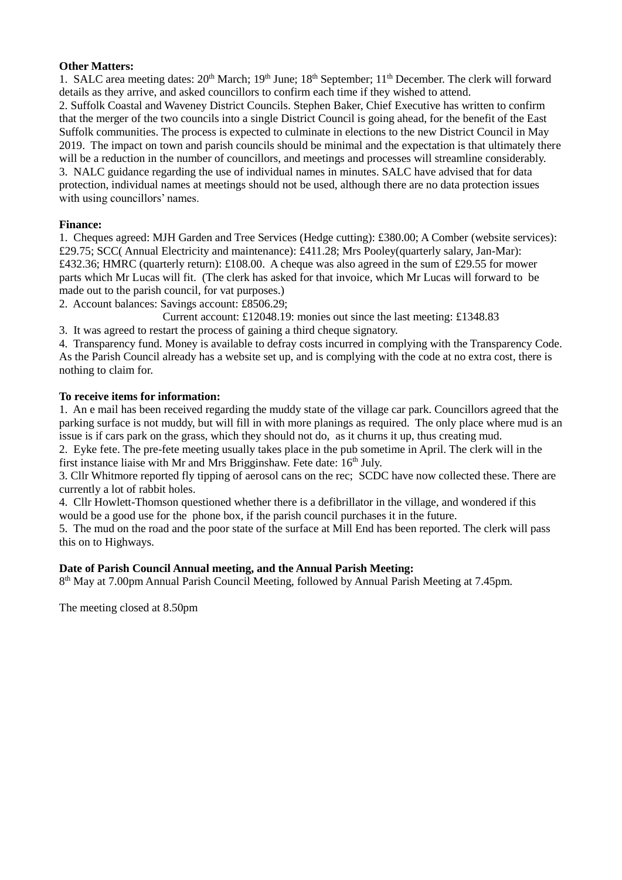**Other Matters:**

1. SALC area meeting dates: 20th March; 19th June; 18th September; 11th December. The clerk will forward details as they arrive, and asked councillors to confirm each time if they wished to attend.
2. Suffolk Coastal and Waveney District Councils. Stephen Baker, Chief Executive has written to confirm that the merger of the two councils into a single District Council is going ahead, for the benefit of the East Suffolk communities. The process is expected to culminate in elections to the new District Council in May 2019. The impact on town and parish councils should be minimal and the expectation is that ultimately there will be a reduction in the number of councillors, and meetings and processes will streamline considerably.
3. NALC guidance regarding the use of individual names in minutes. SALC have advised that for data protection, individual names at meetings should not be used, although there are no data protection issues with using councillors' names.

**Finance:**

1. Cheques agreed: MJH Garden and Tree Services (Hedge cutting): £380.00; A Comber (website services): £29.75; SCC( Annual Electricity and maintenance): £411.28; Mrs Pooley(quarterly salary, Jan-Mar): £432.36; HMRC (quarterly return): £108.00. A cheque was also agreed in the sum of £29.55 for mower parts which Mr Lucas will fit. (The clerk has asked for that invoice, which Mr Lucas will forward to be made out to the parish council, for vat purposes.)
2. Account balances: Savings account: £8506.29;
   Current account: £12048.19: monies out since the last meeting: £1348.83
3. It was agreed to restart the process of gaining a third cheque signatory.
4. Transparency fund. Money is available to defray costs incurred in complying with the Transparency Code. As the Parish Council already has a website set up, and is complying with the code at no extra cost, there is nothing to claim for.

**To receive items for information:**

1. An e mail has been received regarding the muddy state of the village car park. Councillors agreed that the parking surface is not muddy, but will fill in with more planings as required. The only place where mud is an issue is if cars park on the grass, which they should not do, as it churns it up, thus creating mud.
2. Eyke fete. The pre-fete meeting usually takes place in the pub sometime in April. The clerk will in the first instance liaise with Mr and Mrs Brigginshaw. Fete date: 16th July.
3. Cllr Whitmore reported fly tipping of aerosol cans on the rec; SCDC have now collected these. There are currently a lot of rabbit holes.
4. Cllr Howlett-Thomson questioned whether there is a defibrillator in the village, and wondered if this would be a good use for the phone box, if the parish council purchases it in the future.
5. The mud on the road and the poor state of the surface at Mill End has been reported. The clerk will pass this on to Highways.

**Date of Parish Council Annual meeting, and the Annual Parish Meeting:**

8th May at 7.00pm Annual Parish Council Meeting, followed by Annual Parish Meeting at 7.45pm.

The meeting closed at 8.50pm